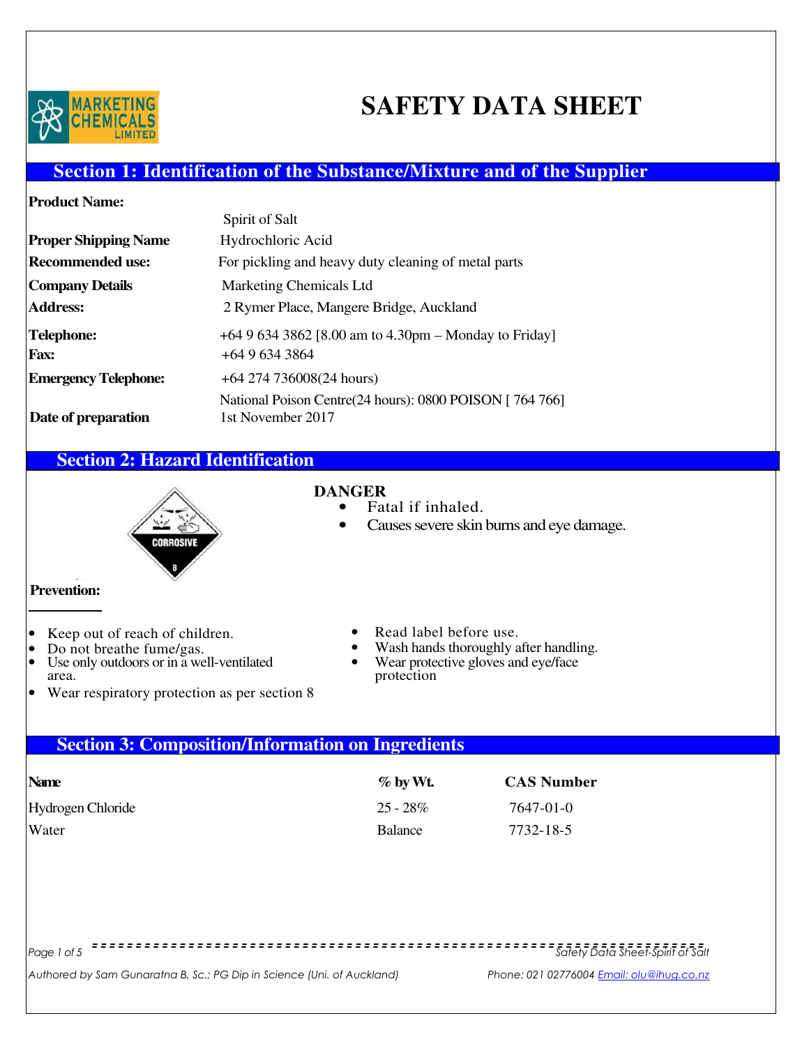# SAFETY DATA SHEET

## Section 1: Identification of the Substance/Mixture and of the Supplier

**Product Name:** Spirit of Salt

**Proper Shipping Name** Hydrochloric Acid

**Recommended use:** For pickling and heavy duty cleaning of metal parts

**Company Details** Marketing Chemicals Ltd

**Address:** 2 Rymer Place, Mangere Bridge, Auckland

**Telephone:** +64 9 634 3862 [8.00 am to 4.30pm – Monday to Friday]

**Fax:** +64 9 634 3864

**Emergency Telephone:** +64 274 736008(24 hours)

National Poison Centre(24 hours): 0800 POISON [ 764 766]

**Date of preparation** 1st November 2017

## Section 2: Hazard Identification

CORROSIVE 8

**DANGER**

- Fatal if inhaled.
- Causes severe skin burns and eye damage.

**Prevention:**

- Keep out of reach of children.
- Do not breathe fume/gas.
- Use only outdoors or in a well-ventilated area.
- Wear respiratory protection as per section 8
- Read label before use.
- Wash hands thoroughly after handling.
- Wear protective gloves and eye/face protection

## Section 3: Composition/Information on Ingredients

| Name | % by Wt. | CAS Number |
|---|---|---|
| Hydrogen Chloride | 25 - 28% | 7647-01-0 |
| Water | Balance | 7732-18-5 |

*Authored by Sam Gunaratna B. Sc.; PG Dip in Science (Uni. of Auckland)* Phone: 021 02776004 Email: olu@ihug.co.nz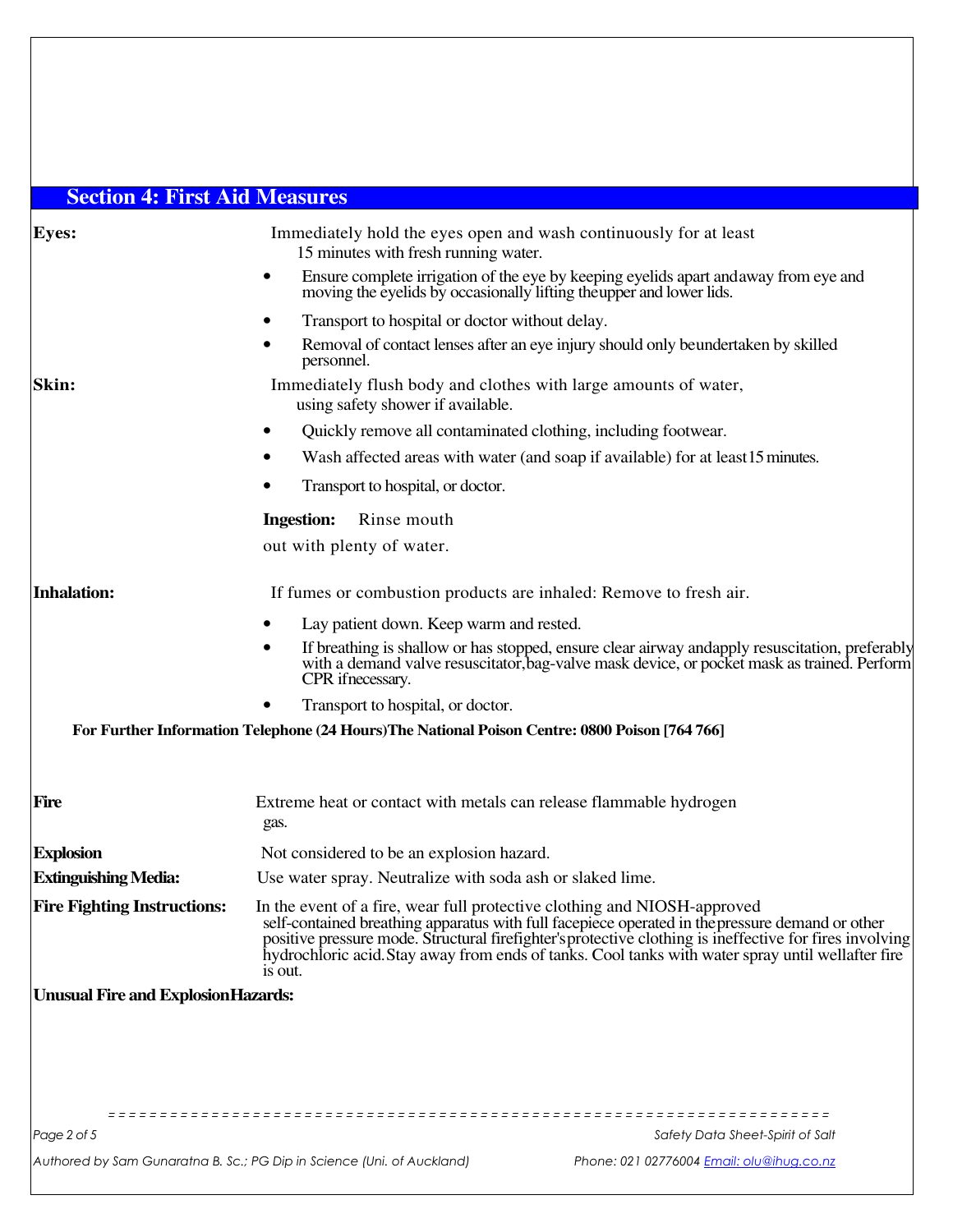## Section 4: First Aid Measures

**Eyes:**

Immediately hold the eyes open and wash continuously for at least 15 minutes with fresh running water.

- Ensure complete irrigation of the eye by keeping eyelids apart andaway from eye and moving the eyelids by occasionally lifting theupper and lower lids.
- Transport to hospital or doctor without delay.
- Removal of contact lenses after an eye injury should only beundertaken by skilled personnel.

**Skin:**

Immediately flush body and clothes with large amounts of water, using safety shower if available.

- Quickly remove all contaminated clothing, including footwear.
- Wash affected areas with water (and soap if available) for at least15 minutes.
- Transport to hospital, or doctor.

**Ingestion:** Rinse mouth out with plenty of water.

**Inhalation:**

If fumes or combustion products are inhaled: Remove to fresh air.

- Lay patient down. Keep warm and rested.
- If breathing is shallow or has stopped, ensure clear airway andapply resuscitation, preferably with a demand valve resuscitator,bag-valve mask device, or pocket mask as trained. Perform CPR ifnecessary.
- Transport to hospital, or doctor.

**For Further Information Telephone (24 Hours)The National Poison Centre: 0800 Poison [764 766]**

**Fire** Extreme heat or contact with metals can release flammable hydrogen gas.

**Explosion** Not considered to be an explosion hazard.

**Extinguishing Media:** Use water spray. Neutralize with soda ash or slaked lime.

**Fire Fighting Instructions:** In the event of a fire, wear full protective clothing and NIOSH-approved self-contained breathing apparatus with full facepiece operated in thepressure demand or other positive pressure mode. Structural firefighter'sprotective clothing is ineffective for fires involving hydrochloric acid.Stay away from ends of tanks. Cool tanks with water spray until wellafter fire is out.

**Unusual Fire and ExplosionHazards:**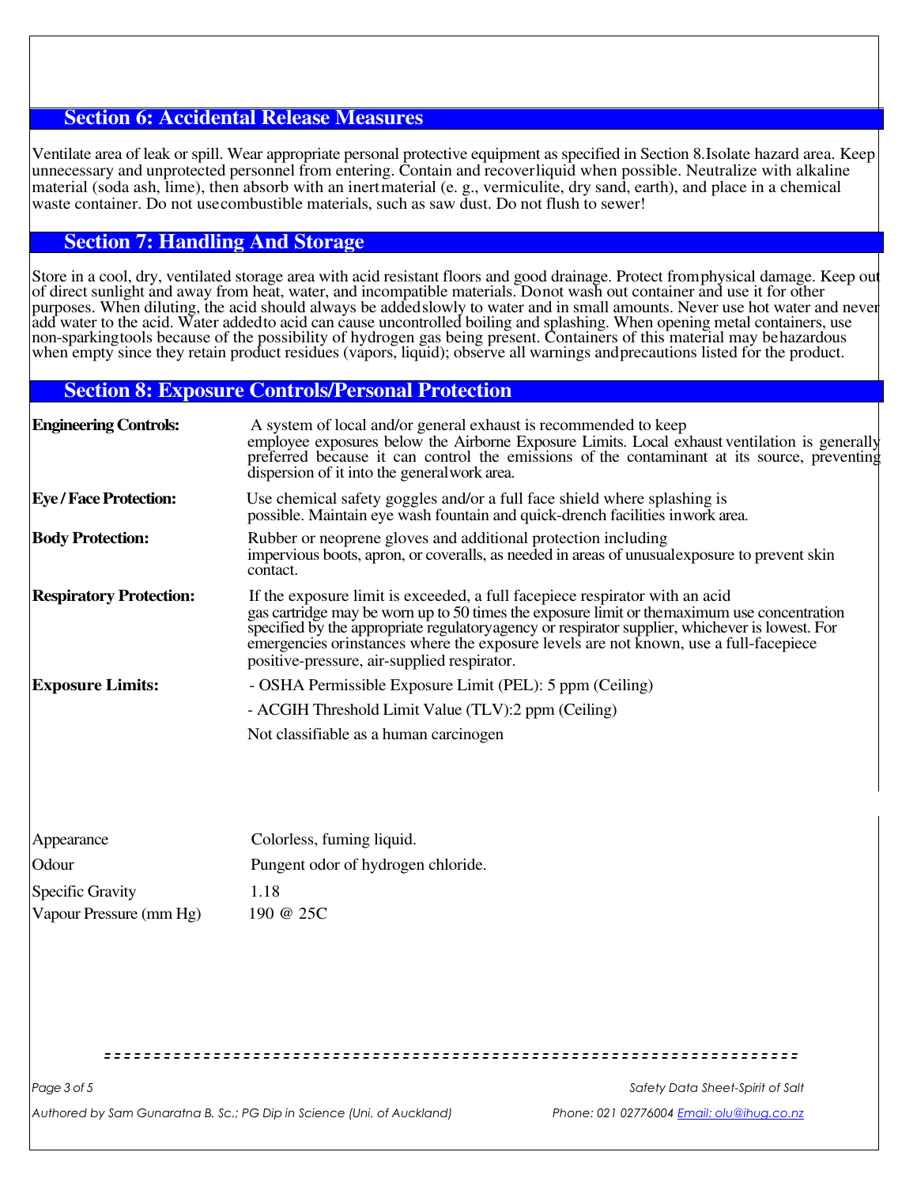## Section 6: Accidental Release Measures

Ventilate area of leak or spill. Wear appropriate personal protective equipment as specified in Section 8.Isolate hazard area. Keep unnecessary and unprotected personnel from entering. Contain and recoverliquid when possible. Neutralize with alkaline material (soda ash, lime), then absorb with an inertmaterial (e. g., vermiculite, dry sand, earth), and place in a chemical waste container. Do not usecombustible materials, such as saw dust. Do not flush to sewer!

## Section 7: Handling And Storage

Store in a cool, dry, ventilated storage area with acid resistant floors and good drainage. Protect fromphysical damage. Keep out of direct sunlight and away from heat, water, and incompatible materials. Donot wash out container and use it for other purposes. When diluting, the acid should always be addedslowly to water and in small amounts. Never use hot water and never add water to the acid. Water addedto acid can cause uncontrolled boiling and splashing. When opening metal containers, use non-sparkingtools because of the possibility of hydrogen gas being present. Containers of this material may behazardous when empty since they retain product residues (vapors, liquid); observe all warnings andprecautions listed for the product.

## Section 8: Exposure Controls/Personal Protection

| | |
|---|---|
| **Engineering Controls:** | A system of local and/or general exhaust is recommended to keep employee exposures below the Airborne Exposure Limits. Local exhaust ventilation is generally preferred because it can control the emissions of the contaminant at its source, preventing dispersion of it into the generalwork area. |
| **Eye / Face Protection:** | Use chemical safety goggles and/or a full face shield where splashing is possible. Maintain eye wash fountain and quick-drench facilities inwork area. |
| **Body Protection:** | Rubber or neoprene gloves and additional protection including impervious boots, apron, or coveralls, as needed in areas of unusualexposure to prevent skin contact. |
| **Respiratory Protection:** | If the exposure limit is exceeded, a full facepiece respirator with an acid gas cartridge may be worn up to 50 times the exposure limit or themaximum use concentration specified by the appropriate regulatoryagency or respirator supplier, whichever is lowest. For emergencies orinstances where the exposure levels are not known, use a full-facepiece positive-pressure, air-supplied respirator. |
| **Exposure Limits:** | - OSHA Permissible Exposure Limit (PEL): 5 ppm (Ceiling)<br>- ACGIH Threshold Limit Value (TLV):2 ppm (Ceiling)<br>Not classifiable as a human carcinogen |

| | |
|---|---|
| Appearance | Colorless, fuming liquid. |
| Odour | Pungent odor of hydrogen chloride. |
| Specific Gravity | 1.18 |
| Vapour Pressure (mm Hg) | 190 @ 25C |

Authored by Sam Gunaratna B. Sc.; PG Dip in Science (Uni. of Auckland) — Phone: 021 02776004 Email: olu@ihug.co.nz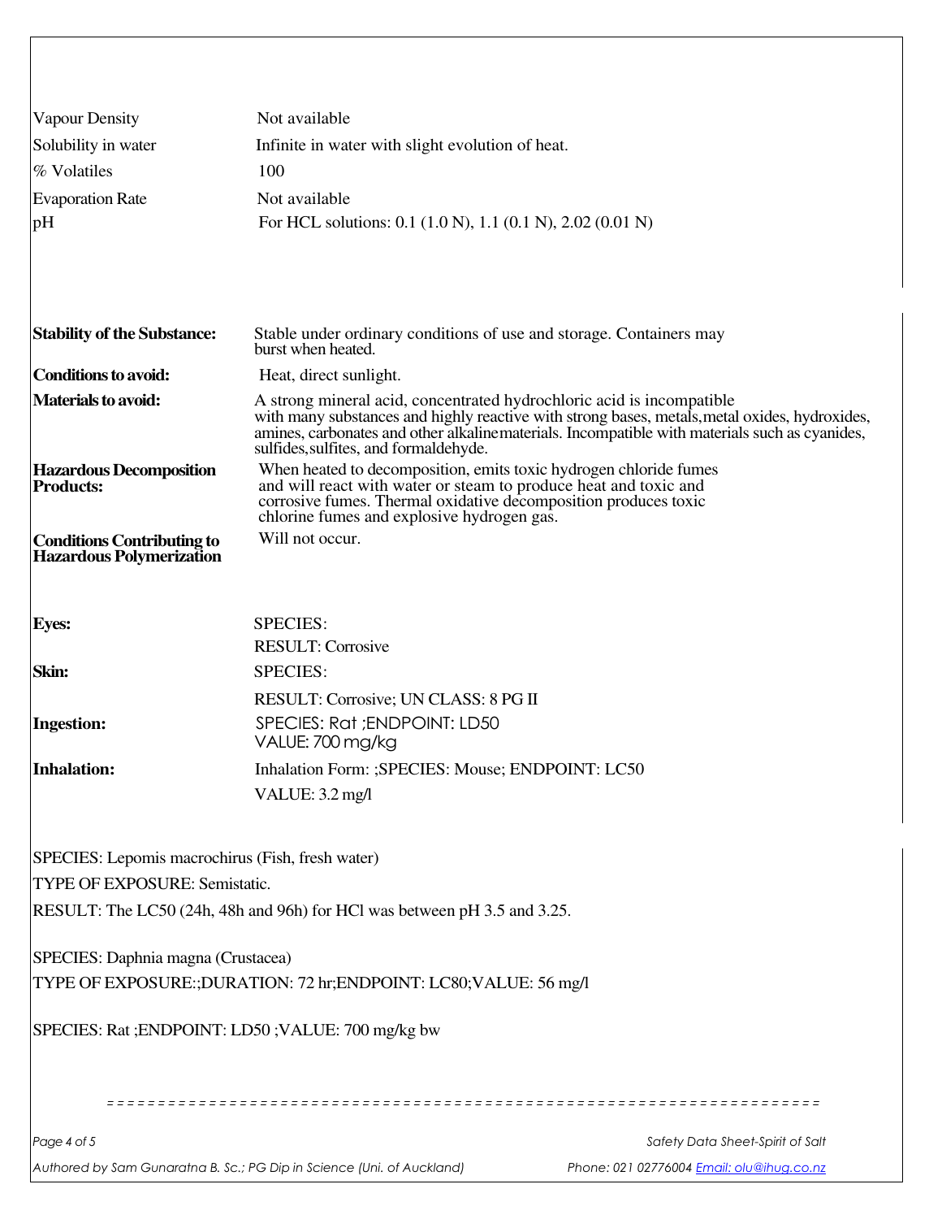| | |
|---|---|
| Vapour Density | Not available |
| Solubility in water | Infinite in water with slight evolution of heat. |
| % Volatiles | 100 |
| Evaporation Rate | Not available |
| pH | For HCL solutions: 0.1 (1.0 N), 1.1 (0.1 N), 2.02 (0.01 N) |

| | |
|---|---|
| **Stability of the Substance:** | Stable under ordinary conditions of use and storage. Containers may burst when heated. |
| **Conditions to avoid:** | Heat, direct sunlight. |
| **Materials to avoid:** | A strong mineral acid, concentrated hydrochloric acid is incompatible with many substances and highly reactive with strong bases, metals,metal oxides, hydroxides, amines, carbonates and other alkalinematerials. Incompatible with materials such as cyanides, sulfides,sulfites, and formaldehyde. |
| **Hazardous Decomposition Products:** | When heated to decomposition, emits toxic hydrogen chloride fumes and will react with water or steam to produce heat and toxic and corrosive fumes. Thermal oxidative decomposition produces toxic chlorine fumes and explosive hydrogen gas. |
| **Conditions Contributing to Hazardous Polymerization** | Will not occur. |

| | |
|---|---|
| **Eyes:** | SPECIES:<br>RESULT: Corrosive |
| **Skin:** | SPECIES:<br>RESULT: Corrosive; UN CLASS: 8 PG II |
| **Ingestion:** | SPECIES: Rat ;ENDPOINT: LD50<br>VALUE: 700 mg/kg |
| **Inhalation:** | Inhalation Form: ;SPECIES: Mouse; ENDPOINT: LC50<br>VALUE: 3.2 mg/l |

SPECIES: Lepomis macrochirus (Fish, fresh water)

TYPE OF EXPOSURE: Semistatic.

RESULT: The LC50 (24h, 48h and 96h) for HCl was between pH 3.5 and 3.25.

SPECIES: Daphnia magna (Crustacea)

TYPE OF EXPOSURE:;DURATION: 72 hr;ENDPOINT: LC80;VALUE: 56 mg/l

SPECIES: Rat ;ENDPOINT: LD50 ;VALUE: 700 mg/kg bw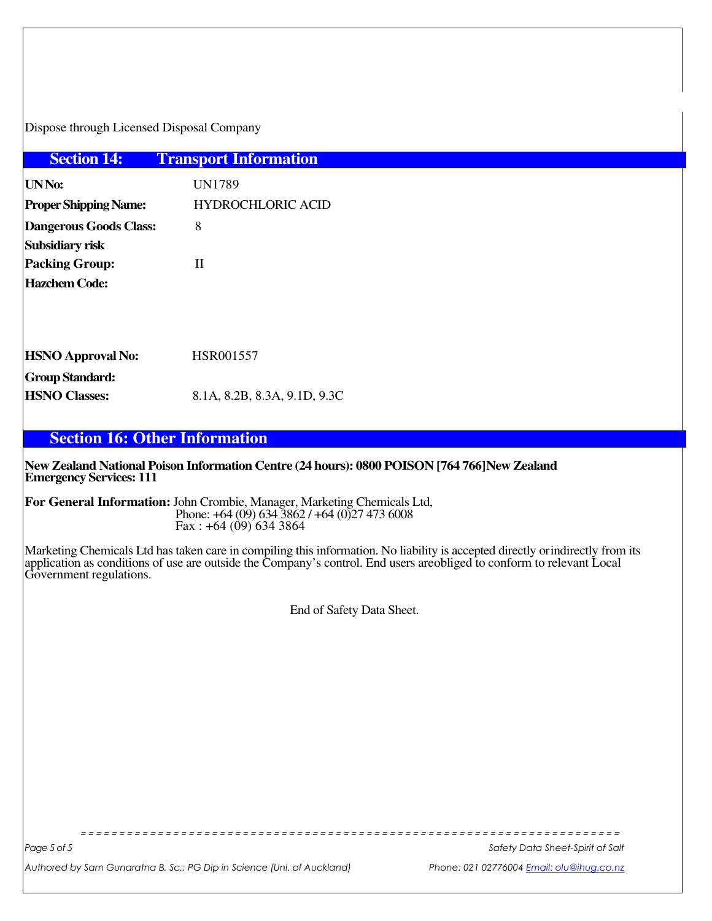Dispose through Licensed Disposal Company

## Section 14: Transport Information

| | |
|---|---|
| **UN No:** | UN1789 |
| **Proper Shipping Name:** | HYDROCHLORIC ACID |
| **Dangerous Goods Class:** | 8 |
| **Subsidiary risk** | |
| **Packing Group:** | II |
| **Hazchem Code:** | |

| | |
|---|---|
| **HSNO Approval No:** | HSR001557 |
| **Group Standard:** | |
| **HSNO Classes:** | 8.1A, 8.2B, 8.3A, 9.1D, 9.3C |

## Section 16: Other Information

**New Zealand National Poison Information Centre (24 hours): 0800 POISON [764 766]New Zealand Emergency Services: 111**

**For General Information:** John Crombie, Manager, Marketing Chemicals Ltd,
Phone: +64 (09) 634 3862 / +64 (0)27 473 6008
Fax : +64 (09) 634 3864

Marketing Chemicals Ltd has taken care in compiling this information. No liability is accepted directly orindirectly from its application as conditions of use are outside the Company's control. End users areobliged to conform to relevant Local Government regulations.

End of Safety Data Sheet.

*Authored by Sam Gunaratna B. Sc.; PG Dip in Science (Uni. of Auckland)* *Phone: 021 02776004 Email: olu@ihug.co.nz*